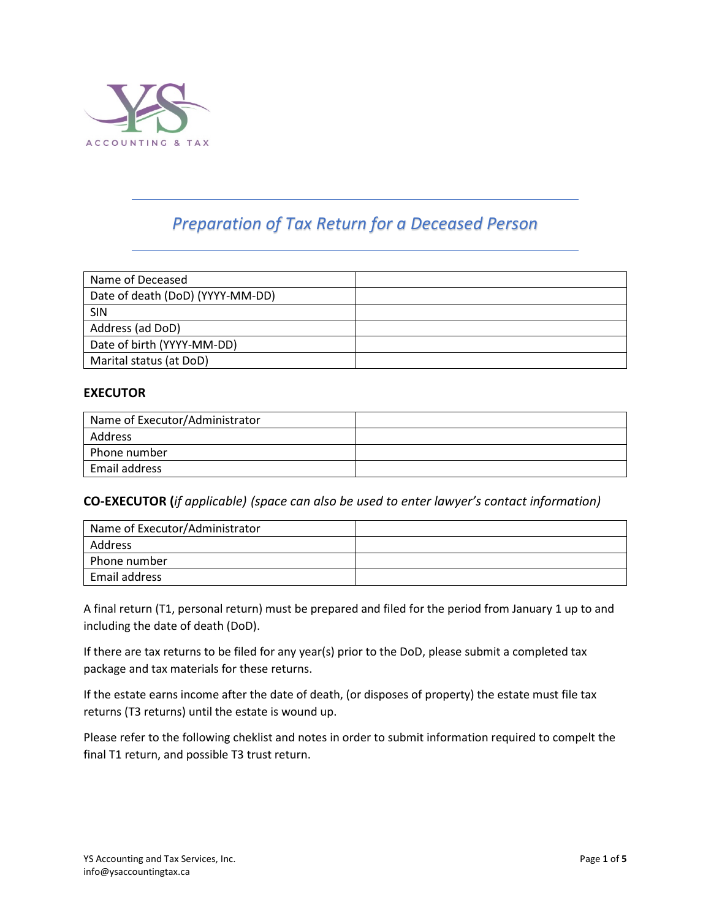YS

ACCOUNTING & TAX

# *Preparation of Tax Return for a Deceased Person*

| Name of Deceased | |
|---|---|
| Date of death (DoD) (YYYY-MM-DD) | |
| SIN | |
| Address (ad DoD) | |
| Date of birth (YYYY-MM-DD) | |
| Marital status (at DoD) | |

**EXECUTOR**

| Name of Executor/Administrator | |
|---|---|
| Address | |
| Phone number | |
| Email address | |

**CO-EXECUTOR (***if applicable) (space can also be used to enter lawyer's contact information)*

| Name of Executor/Administrator | |
|---|---|
| Address | |
| Phone number | |
| Email address | |

A final return (T1, personal return) must be prepared and filed for the period from January 1 up to and including the date of death (DoD).

If there are tax returns to be filed for any year(s) prior to the DoD, please submit a completed tax package and tax materials for these returns.

If the estate earns income after the date of death, (or disposes of property) the estate must file tax returns (T3 returns) until the estate is wound up.

Please refer to the following cheklist and notes in order to submit information required to compelt the final T1 return, and possible T3 trust return.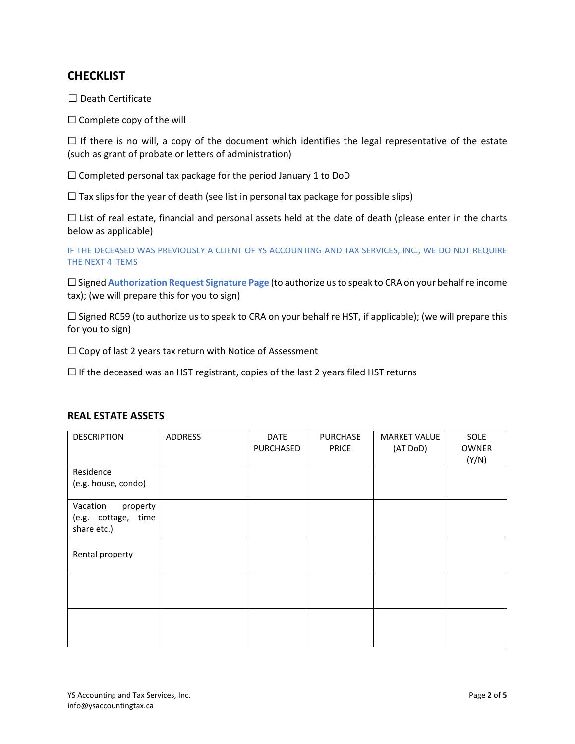## CHECKLIST

☐ Death Certificate

☐ Complete copy of the will

☐ If there is no will, a copy of the document which identifies the legal representative of the estate (such as grant of probate or letters of administration)

☐ Completed personal tax package for the period January 1 to DoD

☐ Tax slips for the year of death (see list in personal tax package for possible slips)

☐ List of real estate, financial and personal assets held at the date of death (please enter in the charts below as applicable)

IF THE DECEASED WAS PREVIOUSLY A CLIENT OF YS ACCOUNTING AND TAX SERVICES, INC., WE DO NOT REQUIRE THE NEXT 4 ITEMS

☐ Signed **Authorization Request Signature Page** (to authorize us to speak to CRA on your behalf re income tax); (we will prepare this for you to sign)

☐ Signed RC59 (to authorize us to speak to CRA on your behalf re HST, if applicable); (we will prepare this for you to sign)

☐ Copy of last 2 years tax return with Notice of Assessment

☐ If the deceased was an HST registrant, copies of the last 2 years filed HST returns

### REAL ESTATE ASSETS

| DESCRIPTION | ADDRESS | DATE PURCHASED | PURCHASE PRICE | MARKET VALUE (AT DoD) | SOLE OWNER (Y/N) |
|---|---|---|---|---|---|
| Residence (e.g. house, condo) | | | | | |
| Vacation property (e.g. cottage, time share etc.) | | | | | |
| Rental property | | | | | |
| | | | | | |
| | | | | | |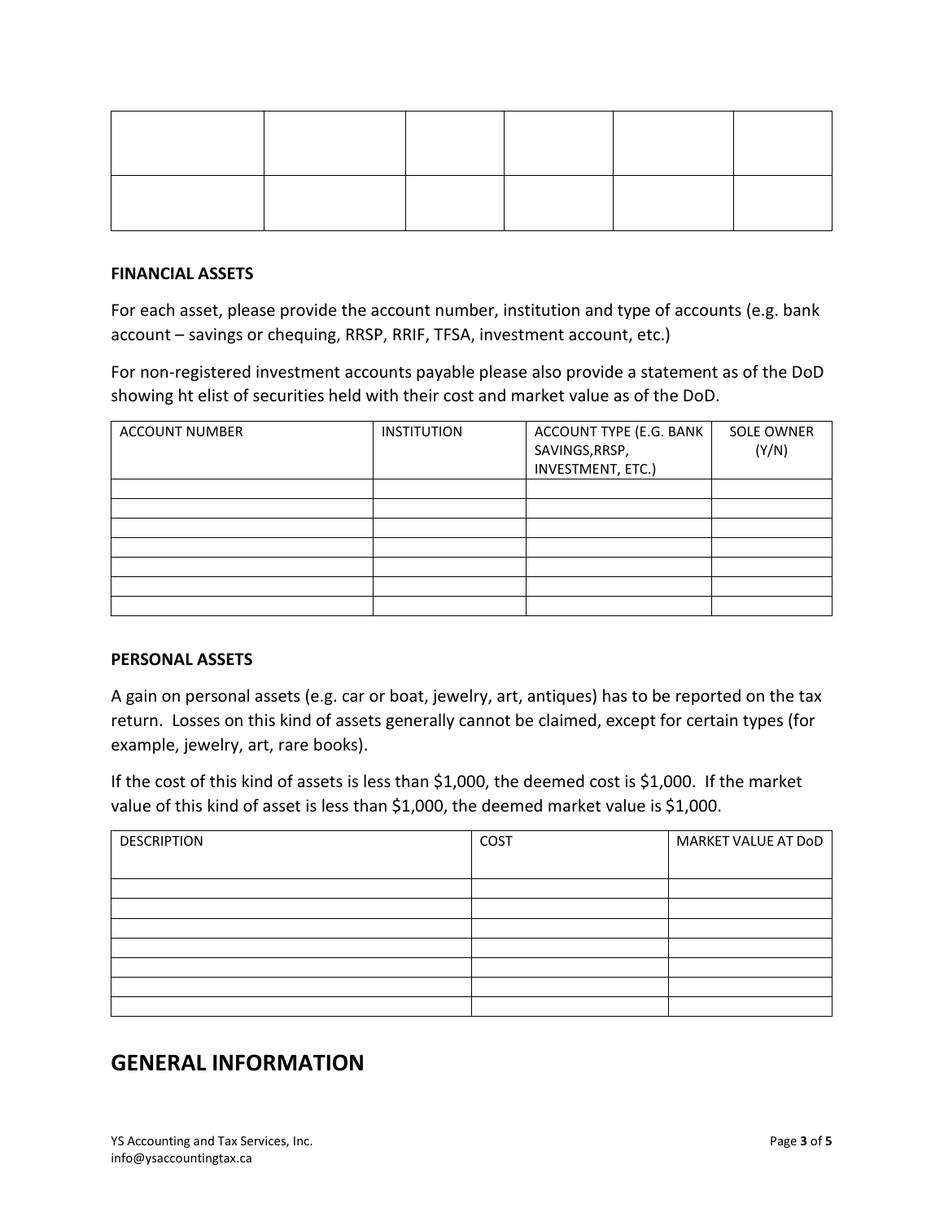| | | | | | |
|---|---|---|---|---|---|
| | | | | | |
| | | | | | |

**FINANCIAL ASSETS**

For each asset, please provide the account number, institution and type of accounts (e.g. bank account – savings or chequing, RRSP, RRIF, TFSA, investment account, etc.)

For non-registered investment accounts payable please also provide a statement as of the DoD showing ht elist of securities held with their cost and market value as of the DoD.

| ACCOUNT NUMBER | INSTITUTION | ACCOUNT TYPE (E.G. BANK SAVINGS,RRSP, INVESTMENT, ETC.) | SOLE OWNER (Y/N) |
|---|---|---|---|
| | | | |
| | | | |
| | | | |
| | | | |
| | | | |
| | | | |
| | | | |

**PERSONAL ASSETS**

A gain on personal assets (e.g. car or boat, jewelry, art, antiques) has to be reported on the tax return. Losses on this kind of assets generally cannot be claimed, except for certain types (for example, jewelry, art, rare books).

If the cost of this kind of assets is less than $1,000, the deemed cost is $1,000. If the market value of this kind of asset is less than $1,000, the deemed market value is $1,000.

| DESCRIPTION | COST | MARKET VALUE AT DoD |
|---|---|---|
| | | |
| | | |
| | | |
| | | |
| | | |
| | | |
| | | |

## GENERAL INFORMATION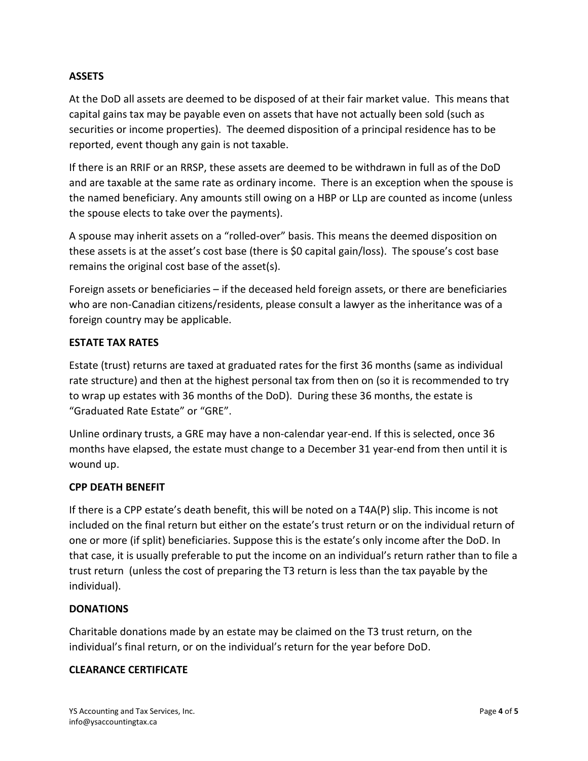## ASSETS

At the DoD all assets are deemed to be disposed of at their fair market value. This means that capital gains tax may be payable even on assets that have not actually been sold (such as securities or income properties). The deemed disposition of a principal residence has to be reported, event though any gain is not taxable.

If there is an RRIF or an RRSP, these assets are deemed to be withdrawn in full as of the DoD and are taxable at the same rate as ordinary income. There is an exception when the spouse is the named beneficiary. Any amounts still owing on a HBP or LLp are counted as income (unless the spouse elects to take over the payments).

A spouse may inherit assets on a "rolled-over" basis. This means the deemed disposition on these assets is at the asset's cost base (there is $0 capital gain/loss). The spouse's cost base remains the original cost base of the asset(s).

Foreign assets or beneficiaries – if the deceased held foreign assets, or there are beneficiaries who are non-Canadian citizens/residents, please consult a lawyer as the inheritance was of a foreign country may be applicable.

## ESTATE TAX RATES

Estate (trust) returns are taxed at graduated rates for the first 36 months (same as individual rate structure) and then at the highest personal tax from then on (so it is recommended to try to wrap up estates with 36 months of the DoD). During these 36 months, the estate is "Graduated Rate Estate" or "GRE".

Unline ordinary trusts, a GRE may have a non-calendar year-end. If this is selected, once 36 months have elapsed, the estate must change to a December 31 year-end from then until it is wound up.

## CPP DEATH BENEFIT

If there is a CPP estate's death benefit, this will be noted on a T4A(P) slip. This income is not included on the final return but either on the estate's trust return or on the individual return of one or more (if split) beneficiaries. Suppose this is the estate's only income after the DoD. In that case, it is usually preferable to put the income on an individual's return rather than to file a trust return (unless the cost of preparing the T3 return is less than the tax payable by the individual).

## DONATIONS

Charitable donations made by an estate may be claimed on the T3 trust return, on the individual's final return, or on the individual's return for the year before DoD.

## CLEARANCE CERTIFICATE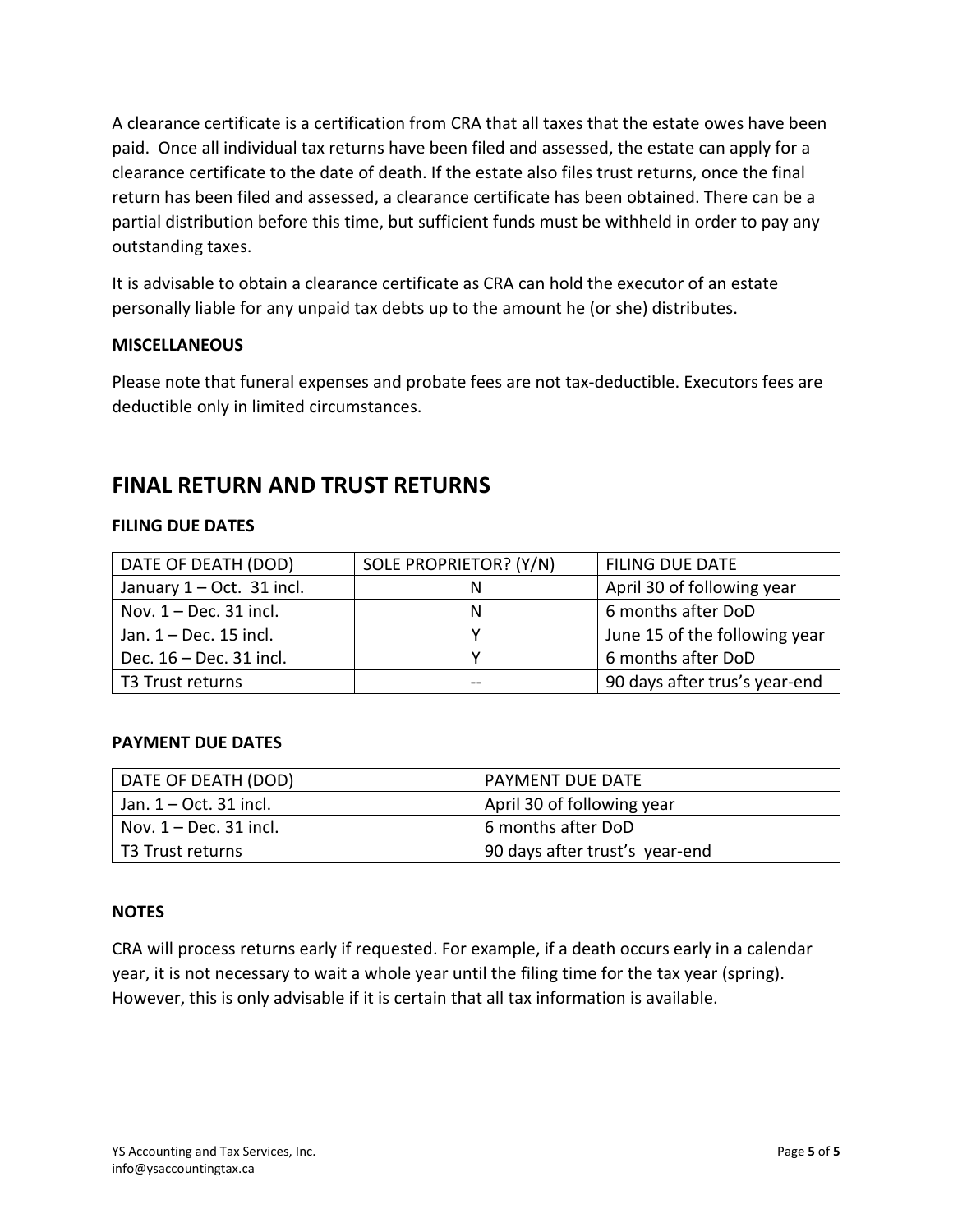A clearance certificate is a certification from CRA that all taxes that the estate owes have been paid. Once all individual tax returns have been filed and assessed, the estate can apply for a clearance certificate to the date of death. If the estate also files trust returns, once the final return has been filed and assessed, a clearance certificate has been obtained. There can be a partial distribution before this time, but sufficient funds must be withheld in order to pay any outstanding taxes.

It is advisable to obtain a clearance certificate as CRA can hold the executor of an estate personally liable for any unpaid tax debts up to the amount he (or she) distributes.

**MISCELLANEOUS**

Please note that funeral expenses and probate fees are not tax-deductible. Executors fees are deductible only in limited circumstances.

## FINAL RETURN AND TRUST RETURNS

**FILING DUE DATES**

| DATE OF DEATH (DOD) | SOLE PROPRIETOR? (Y/N) | FILING DUE DATE |
|---|---|---|
| January 1 – Oct. 31 incl. | N | April 30 of following year |
| Nov. 1 – Dec. 31 incl. | N | 6 months after DoD |
| Jan. 1 – Dec. 15 incl. | Y | June 15 of the following year |
| Dec. 16 – Dec. 31 incl. | Y | 6 months after DoD |
| T3 Trust returns | -- | 90 days after trus's year-end |

**PAYMENT DUE DATES**

| DATE OF DEATH (DOD) | PAYMENT DUE DATE |
|---|---|
| Jan. 1 – Oct. 31 incl. | April 30 of following year |
| Nov. 1 – Dec. 31 incl. | 6 months after DoD |
| T3 Trust returns | 90 days after trust's year-end |

**NOTES**

CRA will process returns early if requested. For example, if a death occurs early in a calendar year, it is not necessary to wait a whole year until the filing time for the tax year (spring). However, this is only advisable if it is certain that all tax information is available.